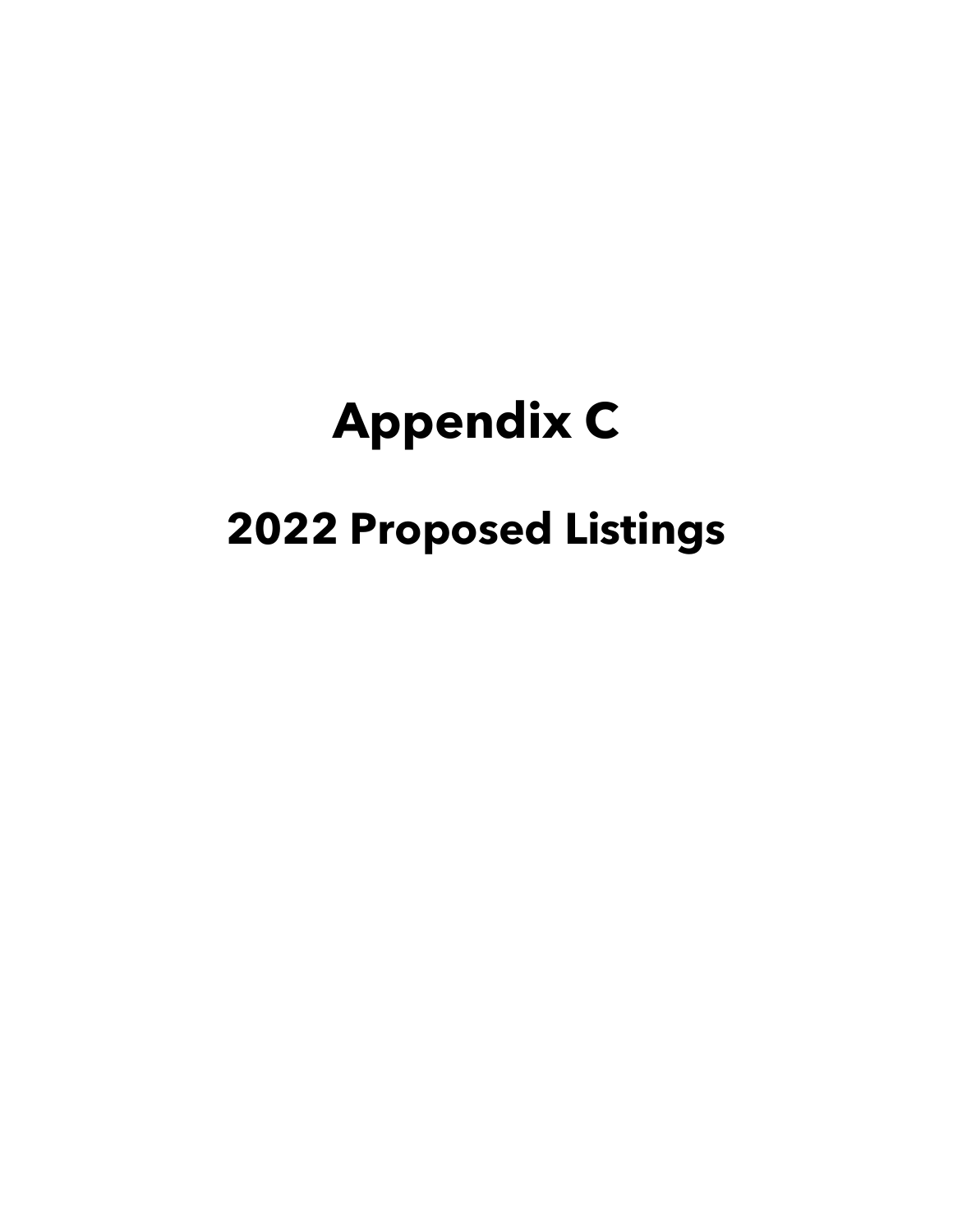# Appendix C

## 2022 Proposed Listings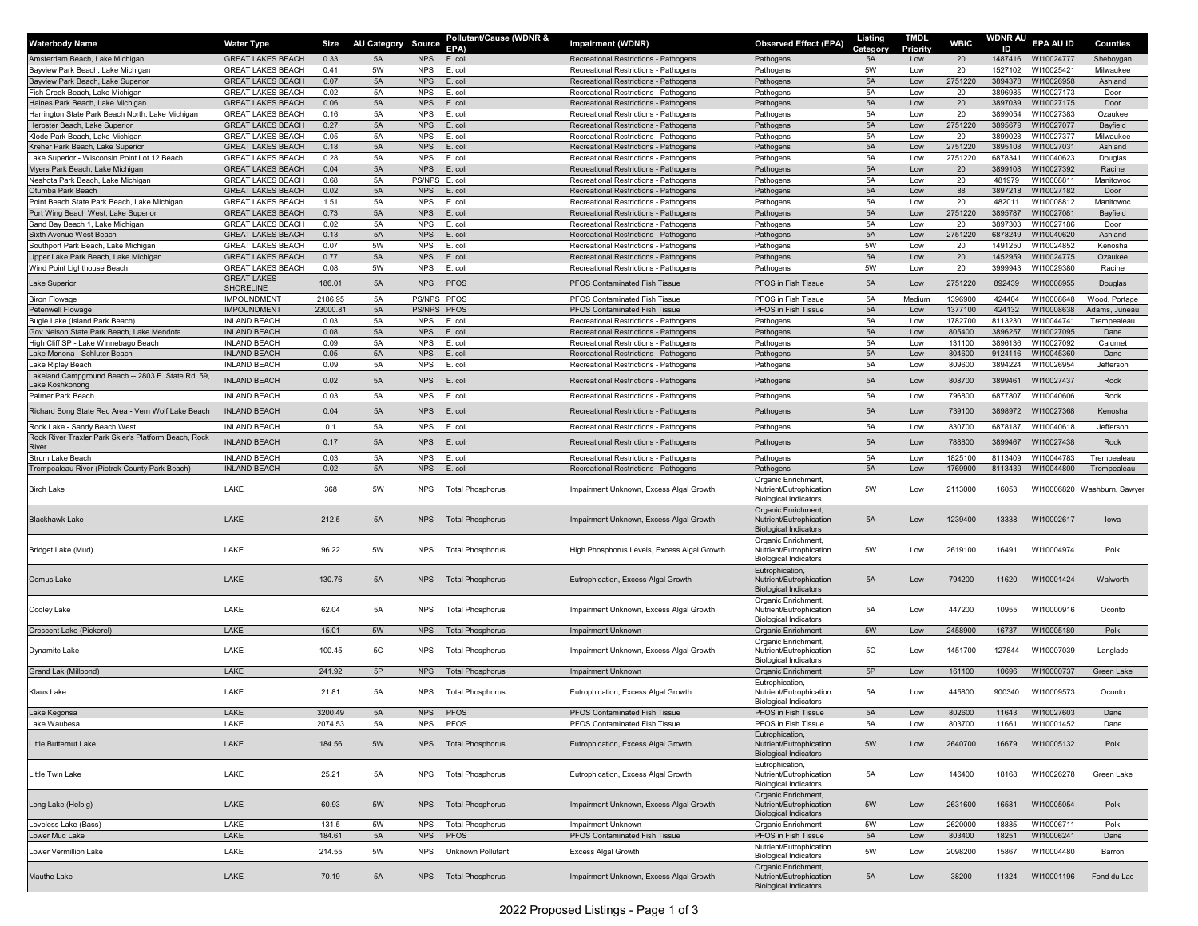| Waterbody Name | Water Type | Size | AU Category | Source | Pollutant/Cause (WDNR & EPA) | Impairment (WDNR) | Observed Effect (EPA) | Listing Category | TMDL Priority | WBIC | WDNR AU ID | EPA AU ID | Counties |
|---|---|---|---|---|---|---|---|---|---|---|---|---|---|
| Amsterdam Beach, Lake Michigan | GREAT LAKES BEACH | 0.33 | 5A | NPS | E. coli | Recreational Restrictions - Pathogens | Pathogens | 5A | Low | 20 | 1487416 | WI10024777 | Sheboygan |
| Bayview Park Beach, Lake Michigan | GREAT LAKES BEACH | 0.41 | 5W | NPS | E. coli | Recreational Restrictions - Pathogens | Pathogens | 5W | Low | 20 | 1527102 | WI10025421 | Milwaukee |
| Bayview Park Beach, Lake Superior | GREAT LAKES BEACH | 0.07 | 5A | NPS | E. coli | Recreational Restrictions - Pathogens | Pathogens | 5A | Low | 2751220 | 3894378 | WI10026958 | Ashland |
| Fish Creek Beach, Lake Michigan | GREAT LAKES BEACH | 0.02 | 5A | NPS | E. coli | Recreational Restrictions - Pathogens | Pathogens | 5A | Low | 20 | 3896985 | WI10027173 | Door |
| Haines Park Beach, Lake Michigan | GREAT LAKES BEACH | 0.06 | 5A | NPS | E. coli | Recreational Restrictions - Pathogens | Pathogens | 5A | Low | 20 | 3897039 | WI10027175 | Door |
| Harrington State Park Beach North, Lake Michigan | GREAT LAKES BEACH | 0.16 | 5A | NPS | E. coli | Recreational Restrictions - Pathogens | Pathogens | 5A | Low | 20 | 3899054 | WI10027383 | Ozaukee |
| Herbster Beach, Lake Superior | GREAT LAKES BEACH | 0.27 | 5A | NPS | E. coli | Recreational Restrictions - Pathogens | Pathogens | 5A | Low | 2751220 | 3895679 | WI10027077 | Bayfield |
| Klode Park Beach, Lake Michigan | GREAT LAKES BEACH | 0.05 | 5A | NPS | E. coli | Recreational Restrictions - Pathogens | Pathogens | 5A | Low | 20 | 3899028 | WI10027377 | Milwaukee |
| Kreher Park Beach, Lake Superior | GREAT LAKES BEACH | 0.18 | 5A | NPS | E. coli | Recreational Restrictions - Pathogens | Pathogens | 5A | Low | 2751220 | 3895108 | WI10027031 | Ashland |
| Lake Superior - Wisconsin Point Lot 12 Beach | GREAT LAKES BEACH | 0.28 | 5A | NPS | E. coli | Recreational Restrictions - Pathogens | Pathogens | 5A | Low | 2751220 | 6878341 | WI10040623 | Douglas |
| Myers Park Beach, Lake Michigan | GREAT LAKES BEACH | 0.04 | 5A | NPS | E. coli | Recreational Restrictions - Pathogens | Pathogens | 5A | Low | 20 | 3899108 | WI10027392 | Racine |
| Neshota Park Beach, Lake Michigan | GREAT LAKES BEACH | 0.68 | 5A | PS/NPS | E. coli | Recreational Restrictions - Pathogens | Pathogens | 5A | Low | 20 | 481979 | WI10008811 | Manitowoc |
| Otumba Park Beach | GREAT LAKES BEACH | 0.02 | 5A | NPS | E. coli | Recreational Restrictions - Pathogens | Pathogens | 5A | Low | 88 | 3897218 | WI10027182 | Door |
| Point Beach State Park Beach, Lake Michigan | GREAT LAKES BEACH | 1.51 | 5A | NPS | E. coli | Recreational Restrictions - Pathogens | Pathogens | 5A | Low | 20 | 482011 | WI10008812 | Manitowoc |
| Port Wing Beach West, Lake Superior | GREAT LAKES BEACH | 0.73 | 5A | NPS | E. coli | Recreational Restrictions - Pathogens | Pathogens | 5A | Low | 2751220 | 3895787 | WI10027081 | Bayfield |
| Sand Bay Beach 1, Lake Michigan | GREAT LAKES BEACH | 0.02 | 5A | NPS | E. coli | Recreational Restrictions - Pathogens | Pathogens | 5A | Low | 20 | 3897303 | WI10027186 | Door |
| Sixth Avenue West Beach | GREAT LAKES BEACH | 0.13 | 5A | NPS | E. coli | Recreational Restrictions - Pathogens | Pathogens | 5A | Low | 2751220 | 6878249 | WI10040620 | Ashland |
| Southport Park Beach, Lake Michigan | GREAT LAKES BEACH | 0.07 | 5W | NPS | E. coli | Recreational Restrictions - Pathogens | Pathogens | 5W | Low | 20 | 1491250 | WI10024852 | Kenosha |
| Upper Lake Park Beach, Lake Michigan | GREAT LAKES BEACH | 0.77 | 5A | NPS | E. coli | Recreational Restrictions - Pathogens | Pathogens | 5A | Low | 20 | 1452959 | WI10024775 | Ozaukee |
| Wind Point Lighthouse Beach | GREAT LAKES BEACH | 0.08 | 5W | NPS | E. coli | Recreational Restrictions - Pathogens | Pathogens | 5W | Low | 20 | 3999943 | WI10029380 | Racine |
| Lake Superior | GREAT LAKES SHORELINE | 186.01 | 5A | NPS | PFOS | PFOS Contaminated Fish Tissue | PFOS in Fish Tissue | 5A | Low | 2751220 | 892439 | WI10008955 | Douglas |
| Biron Flowage | IMPOUNDMENT | 2186.95 | 5A | PS/NPS | PFOS | PFOS Contaminated Fish Tissue | PFOS in Fish Tissue | 5A | Medium | 1396900 | 424404 | WI10008648 | Wood, Portage |
| Petenwell Flowage | IMPOUNDMENT | 23000.81 | 5A | PS/NPS | PFOS | PFOS Contaminated Fish Tissue | PFOS in Fish Tissue | 5A | Low | 1377100 | 424132 | WI10008638 | Adams, Juneau |
| Bugle Lake (Island Park Beach) | INLAND BEACH | 0.03 | 5A | NPS | E. coli | Recreational Restrictions - Pathogens | Pathogens | 5A | Low | 1782700 | 8113230 | WI10044741 | Trempealeau |
| Gov Nelson State Park Beach, Lake Mendota | INLAND BEACH | 0.08 | 5A | NPS | E. coli | Recreational Restrictions - Pathogens | Pathogens | 5A | Low | 805400 | 3896257 | WI10027095 | Dane |
| High Cliff SP - Lake Winnebago Beach | INLAND BEACH | 0.09 | 5A | NPS | E. coli | Recreational Restrictions - Pathogens | Pathogens | 5A | Low | 131100 | 3896136 | WI10027092 | Calumet |
| Lake Monona - Schluter Beach | INLAND BEACH | 0.05 | 5A | NPS | E. coli | Recreational Restrictions - Pathogens | Pathogens | 5A | Low | 804600 | 9124116 | WI10045360 | Dane |
| Lake Ripley Beach | INLAND BEACH | 0.09 | 5A | NPS | E. coli | Recreational Restrictions - Pathogens | Pathogens | 5A | Low | 809600 | 3894224 | WI10026954 | Jefferson |
| Lakeland Campground Beach -- 2803 E. State Rd. 59, Lake Koshkonong | INLAND BEACH | 0.02 | 5A | NPS | E. coli | Recreational Restrictions - Pathogens | Pathogens | 5A | Low | 808700 | 3899461 | WI10027437 | Rock |
| Palmer Park Beach | INLAND BEACH | 0.03 | 5A | NPS | E. coli | Recreational Restrictions - Pathogens | Pathogens | 5A | Low | 796800 | 6877807 | WI10040606 | Rock |
| Richard Bong State Rec Area - Vern Wolf Lake Beach | INLAND BEACH | 0.04 | 5A | NPS | E. coli | Recreational Restrictions - Pathogens | Pathogens | 5A | Low | 739100 | 3898972 | WI10027368 | Kenosha |
| Rock Lake - Sandy Beach West | INLAND BEACH | 0.1 | 5A | NPS | E. coli | Recreational Restrictions - Pathogens | Pathogens | 5A | Low | 830700 | 6878187 | WI10040618 | Jefferson |
| Rock River Traxler Park Skier's Platform Beach, Rock River | INLAND BEACH | 0.17 | 5A | NPS | E. coli | Recreational Restrictions - Pathogens | Pathogens | 5A | Low | 788800 | 3899467 | WI10027438 | Rock |
| Strum Lake Beach | INLAND BEACH | 0.03 | 5A | NPS | E. coli | Recreational Restrictions - Pathogens | Pathogens | 5A | Low | 1825100 | 8113409 | WI10044783 | Trempealeau |
| Trempealeau River (Pietrek County Park Beach) | INLAND BEACH | 0.02 | 5A | NPS | E. coli | Recreational Restrictions - Pathogens | Pathogens | 5A | Low | 1769900 | 8113439 | WI10044800 | Trempealeau |
| Birch Lake | LAKE | 368 | 5W | NPS | Total Phosphorus | Impairment Unknown, Excess Algal Growth | Organic Enrichment, Nutrient/Eutrophication Biological Indicators | 5W | Low | 2113000 | 16053 | WI10006820 | Washburn, Sawyer |
| Blackhawk Lake | LAKE | 212.5 | 5A | NPS | Total Phosphorus | Impairment Unknown, Excess Algal Growth | Organic Enrichment, Nutrient/Eutrophication Biological Indicators | 5A | Low | 1239400 | 13338 | WI10002617 | Iowa |
| Bridget Lake (Mud) | LAKE | 96.22 | 5W | NPS | Total Phosphorus | High Phosphorus Levels, Excess Algal Growth | Organic Enrichment, Nutrient/Eutrophication Biological Indicators | 5W | Low | 2619100 | 16491 | WI10004974 | Polk |
| Comus Lake | LAKE | 130.76 | 5A | NPS | Total Phosphorus | Eutrophication, Excess Algal Growth | Eutrophication, Nutrient/Eutrophication Biological Indicators | 5A | Low | 794200 | 11620 | WI10001424 | Walworth |
| Cooley Lake | LAKE | 62.04 | 5A | NPS | Total Phosphorus | Impairment Unknown, Excess Algal Growth | Organic Enrichment, Nutrient/Eutrophication Biological Indicators | 5A | Low | 447200 | 10955 | WI10000916 | Oconto |
| Crescent Lake (Pickerel) | LAKE | 15.01 | 5W | NPS | Total Phosphorus | Impairment Unknown | Organic Enrichment | 5W | Low | 2458900 | 16737 | WI10005180 | Polk |
| Dynamite Lake | LAKE | 100.45 | 5C | NPS | Total Phosphorus | Impairment Unknown, Excess Algal Growth | Organic Enrichment, Nutrient/Eutrophication Biological Indicators | 5C | Low | 1451700 | 127844 | WI10007039 | Langlade |
| Grand Lak (Millpond) | LAKE | 241.92 | 5P | NPS | Total Phosphorus | Impairment Unknown | Organic Enrichment | 5P | Low | 161100 | 10696 | WI10000737 | Green Lake |
| Klaus Lake | LAKE | 21.81 | 5A | NPS | Total Phosphorus | Eutrophication, Excess Algal Growth | Eutrophication, Nutrient/Eutrophication Biological Indicators | 5A | Low | 445800 | 900340 | WI10009573 | Oconto |
| Lake Kegonsa | LAKE | 3200.49 | 5A | NPS | PFOS | PFOS Contaminated Fish Tissue | PFOS in Fish Tissue | 5A | Low | 802600 | 11643 | WI10027603 | Dane |
| Lake Waubesa | LAKE | 2074.53 | 5A | NPS | PFOS | PFOS Contaminated Fish Tissue | PFOS in Fish Tissue | 5A | Low | 803700 | 11661 | WI10001452 | Dane |
| Little Butternut Lake | LAKE | 184.56 | 5W | NPS | Total Phosphorus | Eutrophication, Excess Algal Growth | Eutrophication, Nutrient/Eutrophication Biological Indicators | 5W | Low | 2640700 | 16679 | WI10005132 | Polk |
| Little Twin Lake | LAKE | 25.21 | 5A | NPS | Total Phosphorus | Eutrophication, Excess Algal Growth | Eutrophication, Nutrient/Eutrophication Biological Indicators | 5A | Low | 146400 | 18168 | WI10026278 | Green Lake |
| Long Lake (Helbig) | LAKE | 60.93 | 5W | NPS | Total Phosphorus | Impairment Unknown, Excess Algal Growth | Organic Enrichment, Nutrient/Eutrophication Biological Indicators | 5W | Low | 2631600 | 16581 | WI10005054 | Polk |
| Loveless Lake (Bass) | LAKE | 131.5 | 5W | NPS | Total Phosphorus | Impairment Unknown | Organic Enrichment | 5W | Low | 2620000 | 18885 | WI10006711 | Polk |
| Lower Mud Lake | LAKE | 184.61 | 5A | NPS | PFOS | PFOS Contaminated Fish Tissue | PFOS in Fish Tissue | 5A | Low | 803400 | 18251 | WI10006241 | Dane |
| Lower Vermillion Lake | LAKE | 214.55 | 5W | NPS | Unknown Pollutant | Excess Algal Growth | Nutrient/Eutrophication Biological Indicators | 5W | Low | 2098200 | 15867 | WI10004480 | Barron |
| Mauthe Lake | LAKE | 70.19 | 5A | NPS | Total Phosphorus | Impairment Unknown, Excess Algal Growth | Organic Enrichment, Nutrient/Eutrophication Biological Indicators | 5A | Low | 38200 | 11324 | WI10001196 | Fond du Lac |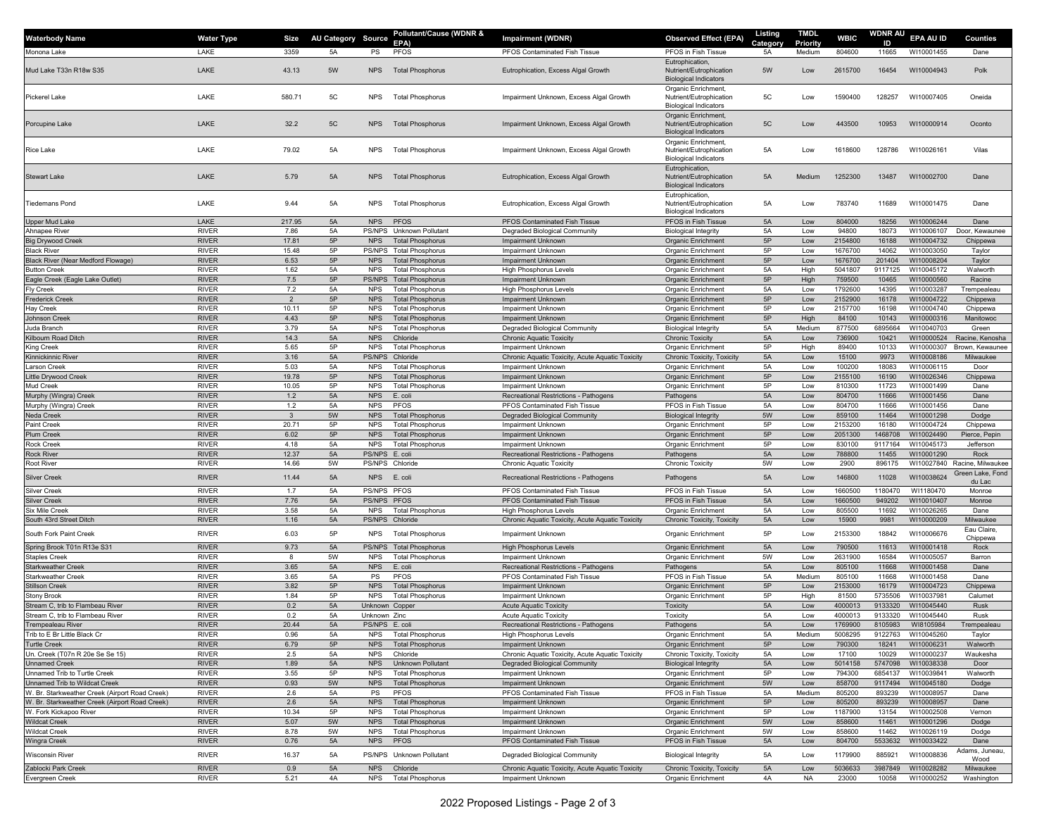| Waterbody Name | Water Type | Size | AU Category | Source | Pollutant/Cause (WDNR & EPA) | Impairment (WDNR) | Observed Effect (EPA) | Listing Category | TMDL Priority | WBIC | WDNR AU ID | EPA AU ID | Counties |
|---|---|---|---|---|---|---|---|---|---|---|---|---|---|
| Monona Lake | LAKE | 3359 | 5A | PS | PFOS | PFOS Contaminated Fish Tissue | PFOS in Fish Tissue | 5A | Medium | 804600 | 11665 | WI10001455 | Dane |
| Mud Lake T33n R18w S35 | LAKE | 43.13 | 5W | NPS | Total Phosphorus | Eutrophication, Excess Algal Growth | Eutrophication, Nutrient/Eutrophication Biological Indicators | 5W | Low | 2615700 | 16454 | WI10004943 | Polk |
| Pickerel Lake | LAKE | 580.71 | 5C | NPS | Total Phosphorus | Impairment Unknown, Excess Algal Growth | Organic Enrichment, Nutrient/Eutrophication Biological Indicators | 5C | Low | 1590400 | 128257 | WI10007405 | Oneida |
| Porcupine Lake | LAKE | 32.2 | 5C | NPS | Total Phosphorus | Impairment Unknown, Excess Algal Growth | Organic Enrichment, Nutrient/Eutrophication Biological Indicators | 5C | Low | 443500 | 10953 | WI10000914 | Oconto |
| Rice Lake | LAKE | 79.02 | 5A | NPS | Total Phosphorus | Impairment Unknown, Excess Algal Growth | Organic Enrichment, Nutrient/Eutrophication Biological Indicators | 5A | Low | 1618600 | 128786 | WI10026161 | Vilas |
| Stewart Lake | LAKE | 5.79 | 5A | NPS | Total Phosphorus | Eutrophication, Excess Algal Growth | Eutrophication, Nutrient/Eutrophication Biological Indicators | 5A | Medium | 1252300 | 13487 | WI10002700 | Dane |
| Tiedemans Pond | LAKE | 9.44 | 5A | NPS | Total Phosphorus | Eutrophication, Excess Algal Growth | Eutrophication, Nutrient/Eutrophication Biological Indicators | 5A | Low | 783740 | 11689 | WI10001475 | Dane |
| Upper Mud Lake | LAKE | 217.95 | 5A | NPS | PFOS | PFOS Contaminated Fish Tissue | PFOS in Fish Tissue | 5A | Low | 804000 | 18256 | WI10006244 | Dane |
| Ahnapee River | RIVER | 7.86 | 5A | PS/NPS | Unknown Pollutant | Degraded Biological Community | Biological Integrity | 5A | Low | 94800 | 18073 | WI10006107 | Door, Kewaunee |
| Big Drywood Creek | RIVER | 17.81 | 5P | NPS | Total Phosphorus | Impairment Unknown | Organic Enrichment | 5P | Low | 2154800 | 16188 | WI10004732 | Chippewa |
| Black River | RIVER | 15.48 | 5P | PS/NPS | Total Phosphorus | Impairment Unknown | Organic Enrichment | 5P | Low | 1676700 | 14062 | WI10003050 | Taylor |
| Black River (Near Medford Flowage) | RIVER | 6.53 | 5P | NPS | Total Phosphorus | Impairment Unknown | Organic Enrichment | 5P | Low | 1676700 | 201404 | WI10008204 | Taylor |
| Button Creek | RIVER | 1.62 | 5A | NPS | Total Phosphorus | High Phosphorus Levels | Organic Enrichment | 5A | High | 5041807 | 9117125 | WI10045172 | Walworth |
| Eagle Creek (Eagle Lake Outlet) | RIVER | 7.5 | 5P | PS/NPS | Total Phosphorus | Impairment Unknown | Organic Enrichment | 5P | High | 759500 | 10465 | WI10000560 | Racine |
| Fly Creek | RIVER | 7.2 | 5A | NPS | Total Phosphorus | High Phosphorus Levels | Organic Enrichment | 5A | Low | 1792600 | 14395 | WI10003287 | Trempealeau |
| Frederick Creek | RIVER | 2 | 5P | NPS | Total Phosphorus | Impairment Unknown | Organic Enrichment | 5P | Low | 2152900 | 16178 | WI10004722 | Chippewa |
| Hay Creek | RIVER | 10.11 | 5P | NPS | Total Phosphorus | Impairment Unknown | Organic Enrichment | 5P | Low | 2157700 | 16198 | WI10004740 | Chippewa |
| Johnson Creek | RIVER | 4.43 | 5P | NPS | Total Phosphorus | Impairment Unknown | Organic Enrichment | 5P | High | 84100 | 10143 | WI10000316 | Manitowoc |
| Juda Branch | RIVER | 3.79 | 5A | NPS | Total Phosphorus | Degraded Biological Community | Biological Integrity | 5A | Medium | 877500 | 6895664 | WI10040703 | Green |
| Kilbourn Road Ditch | RIVER | 14.3 | 5A | NPS | Chloride | Chronic Aquatic Toxicity | Chronic Toxicity | 5A | Low | 736900 | 10421 | WI10000524 | Racine, Kenosha |
| King Creek | RIVER | 5.65 | 5P | NPS | Total Phosphorus | Impairment Unknown | Organic Enrichment | 5P | High | 89400 | 10133 | WI10000307 | Brown, Kewaunee |
| Kinnickinnic River | RIVER | 3.16 | 5A | PS/NPS | Chloride | Chronic Aquatic Toxicity, Acute Aquatic Toxicity | Chronic Toxicity, Toxicity | 5A | Low | 15100 | 9973 | WI10008186 | Milwaukee |
| Larson Creek | RIVER | 5.03 | 5A | NPS | Total Phosphorus | Impairment Unknown | Organic Enrichment | 5A | Low | 100200 | 18083 | WI10006115 | Door |
| Little Drywood Creek | RIVER | 19.78 | 5P | NPS | Total Phosphorus | Impairment Unknown | Organic Enrichment | 5P | Low | 2155100 | 16190 | WI10026346 | Chippewa |
| Mud Creek | RIVER | 10.05 | 5P | NPS | Total Phosphorus | Impairment Unknown | Organic Enrichment | 5P | Low | 810300 | 11723 | WI10001499 | Dane |
| Murphy (Wingra) Creek | RIVER | 1.2 | 5A | NPS | E. coli | Recreational Restrictions - Pathogens | Pathogens | 5A | Low | 804700 | 11666 | WI10001456 | Dane |
| Murphy (Wingra) Creek | RIVER | 1.2 | 5A | NPS | PFOS | PFOS Contaminated Fish Tissue | PFOS in Fish Tissue | 5A | Low | 804700 | 11666 | WI10001456 | Dane |
| Neda Creek | RIVER | 3 | 5W | NPS | Total Phosphorus | Degraded Biological Community | Biological Integrity | 5W | Low | 859100 | 11464 | WI10001298 | Dodge |
| Paint Creek | RIVER | 20.71 | 5P | NPS | Total Phosphorus | Impairment Unknown | Organic Enrichment | 5P | Low | 2153200 | 16180 | WI10004724 | Chippewa |
| Plum Creek | RIVER | 6.02 | 5P | NPS | Total Phosphorus | Impairment Unknown | Organic Enrichment | 5P | Low | 2051300 | 1468708 | WI10024490 | Pierce, Pepin |
| Rock Creek | RIVER | 4.18 | 5A | NPS | Total Phosphorus | Impairment Unknown | Organic Enrichment | 5P | Low | 830100 | 9117164 | WI10045173 | Jefferson |
| Rock River | RIVER | 12.37 | 5A | PS/NPS | E. coli | Recreational Restrictions - Pathogens | Pathogens | 5A | Low | 788800 | 11455 | WI10001290 | Rock |
| Root River | RIVER | 14.66 | 5W | PS/NPS | Chloride | Chronic Aquatic Toxicity | Chronic Toxicity | 5W | Low | 2900 | 896175 | WI10027840 | Racine, Milwaukee |
| Silver Creek | RIVER | 11.44 | 5A | NPS | E. coli | Recreational Restrictions - Pathogens | Pathogens | 5A | Low | 146800 | 11028 | WI10038624 | Green Lake, Fond du Lac |
| Silver Creek | RIVER | 1.7 | 5A | PS/NPS | PFOS | PFOS Contaminated Fish Tissue | PFOS in Fish Tissue | 5A | Low | 1660500 | 1180470 | WI1180470 | Monroe |
| Silver Creek | RIVER | 7.76 | 5A | PS/NPS | PFOS | PFOS Contaminated Fish Tissue | PFOS in Fish Tissue | 5A | Low | 1660500 | 949202 | WI10010407 | Monroe |
| Six Mile Creek | RIVER | 3.58 | 5A | NPS | Total Phosphorus | High Phosphorus Levels | Organic Enrichment | 5A | Low | 805500 | 11692 | WI10026265 | Dane |
| South 43rd Street Ditch | RIVER | 1.16 | 5A | PS/NPS | Chloride | Chronic Aquatic Toxicity, Acute Aquatic Toxicity | Chronic Toxicity, Toxicity | 5A | Low | 15900 | 9981 | WI10000209 | Milwaukee |
| South Fork Paint Creek | RIVER | 6.03 | 5P | NPS | Total Phosphorus | Impairment Unknown | Organic Enrichment | 5P | Low | 2153300 | 18842 | WI10006676 | Eau Claire, Chippewa |
| Spring Brook T01n R13e S31 | RIVER | 9.73 | 5A | PS/NPS | Total Phosphorus | High Phosphorus Levels | Organic Enrichment | 5A | Low | 790500 | 11613 | WI10001418 | Rock |
| Staples Creek | RIVER | 8 | 5W | NPS | Total Phosphorus | Impairment Unknown | Organic Enrichment | 5W | Low | 2631900 | 16584 | WI10005057 | Barron |
| Starkweather Creek | RIVER | 3.65 | 5A | NPS | E. coli | Recreational Restrictions - Pathogens | Pathogens | 5A | Low | 805100 | 11668 | WI10001458 | Dane |
| Starkweather Creek | RIVER | 3.65 | 5A | PS | PFOS | PFOS Contaminated Fish Tissue | PFOS in Fish Tissue | 5A | Medium | 805100 | 11668 | WI10001458 | Dane |
| Stillson Creek | RIVER | 3.82 | 5P | NPS | Total Phosphorus | Impairment Unknown | Organic Enrichment | 5P | Low | 2153000 | 16179 | WI10004723 | Chippewa |
| Stony Brook | RIVER | 1.84 | 5P | NPS | Total Phosphorus | Impairment Unknown | Organic Enrichment | 5P | High | 81500 | 5735506 | WI10037981 | Calumet |
| Stream C, trib to Flambeau River | RIVER | 0.2 | 5A | Unknown | Copper | Acute Aquatic Toxicity | Toxicity | 5A | Low | 4000013 | 9133320 | WI10045440 | Rusk |
| Stream C, trib to Flambeau River | RIVER | 0.2 | 5A | Unknown | Zinc | Acute Aquatic Toxicity | Toxicity | 5A | Low | 4000013 | 9133320 | WI10045440 | Rusk |
| Trempealeau River | RIVER | 20.44 | 5A | PS/NPS | E. coli | Recreational Restrictions - Pathogens | Pathogens | 5A | Low | 1769900 | 8105983 | WI8105984 | Trempealeau |
| Trib to E Br Little Black Cr | RIVER | 0.96 | 5A | NPS | Total Phosphorus | High Phosphorus Levels | Organic Enrichment | 5A | Medium | 5008295 | 9122763 | WI10045260 | Taylor |
| Turtle Creek | RIVER | 6.79 | 5P | NPS | Total Phosphorus | Impairment Unknown | Organic Enrichment | 5P | Low | 790300 | 18241 | WI10006231 | Walworth |
| Un. Creek (T07n R 20e Se Se 15) | RIVER | 2.5 | 5A | NPS | Chloride | Chronic Aquatic Toxicity, Acute Aquatic Toxicity | Chronic Toxicity, Toxicity | 5A | Low | 17100 | 10029 | WI10000237 | Waukesha |
| Unnamed Creek | RIVER | 1.89 | 5A | NPS | Unknown Pollutant | Degraded Biological Community | Biological Integrity | 5A | Low | 5014158 | 5747098 | WI10038338 | Door |
| Unnamed Trib to Turtle Creek | RIVER | 3.55 | 5P | NPS | Total Phosphorus | Impairment Unknown | Organic Enrichment | 5P | Low | 794300 | 6854137 | WI10039841 | Walworth |
| Unnamed Trib to Wildcat Creek | RIVER | 0.93 | 5W | NPS | Total Phosphorus | Impairment Unknown | Organic Enrichment | 5W | Low | 858700 | 9117494 | WI10045180 | Dodge |
| W. Br. Starkweather Creek (Airport Road Creek) | RIVER | 2.6 | 5A | PS | PFOS | PFOS Contaminated Fish Tissue | PFOS in Fish Tissue | 5A | Medium | 805200 | 893239 | WI10008957 | Dane |
| W. Br. Starkweather Creek (Airport Road Creek) | RIVER | 2.6 | 5A | NPS | Total Phosphorus | Impairment Unknown | Organic Enrichment | 5P | Low | 805200 | 893239 | WI10008957 | Dane |
| W. Fork Kickapoo River | RIVER | 10.34 | 5P | NPS | Total Phosphorus | Impairment Unknown | Organic Enrichment | 5P | Low | 1187900 | 13154 | WI10002508 | Vernon |
| Wildcat Creek | RIVER | 5.07 | 5W | NPS | Total Phosphorus | Impairment Unknown | Organic Enrichment | 5W | Low | 858600 | 11461 | WI10001296 | Dodge |
| Wildcat Creek | RIVER | 8.78 | 5W | NPS | Total Phosphorus | Impairment Unknown | Organic Enrichment | 5W | Low | 858600 | 11462 | WI10026119 | Dodge |
| Wingra Creek | RIVER | 0.76 | 5A | NPS | PFOS | PFOS Contaminated Fish Tissue | PFOS in Fish Tissue | 5A | Low | 804700 | 5533632 | WI10033422 | Dane |
| Wisconsin River | RIVER | 16.37 | 5A | PS/NPS | Unknown Pollutant | Degraded Biological Community | Biological Integrity | 5A | Low | 1179900 | 885921 | WI10008836 | Adams, Juneau, Wood |
| Zablocki Park Creek | RIVER | 0.9 | 5A | NPS | Chloride | Chronic Aquatic Toxicity, Acute Aquatic Toxicity | Chronic Toxicity, Toxicity | 5A | Low | 5036633 | 3987849 | WI10028282 | Milwaukee |
| Evergreen Creek | RIVER | 5.21 | 4A | NPS | Total Phosphorus | Impairment Unknown | Organic Enrichment | 4A | NA | 23000 | 10058 | WI10000252 | Washington |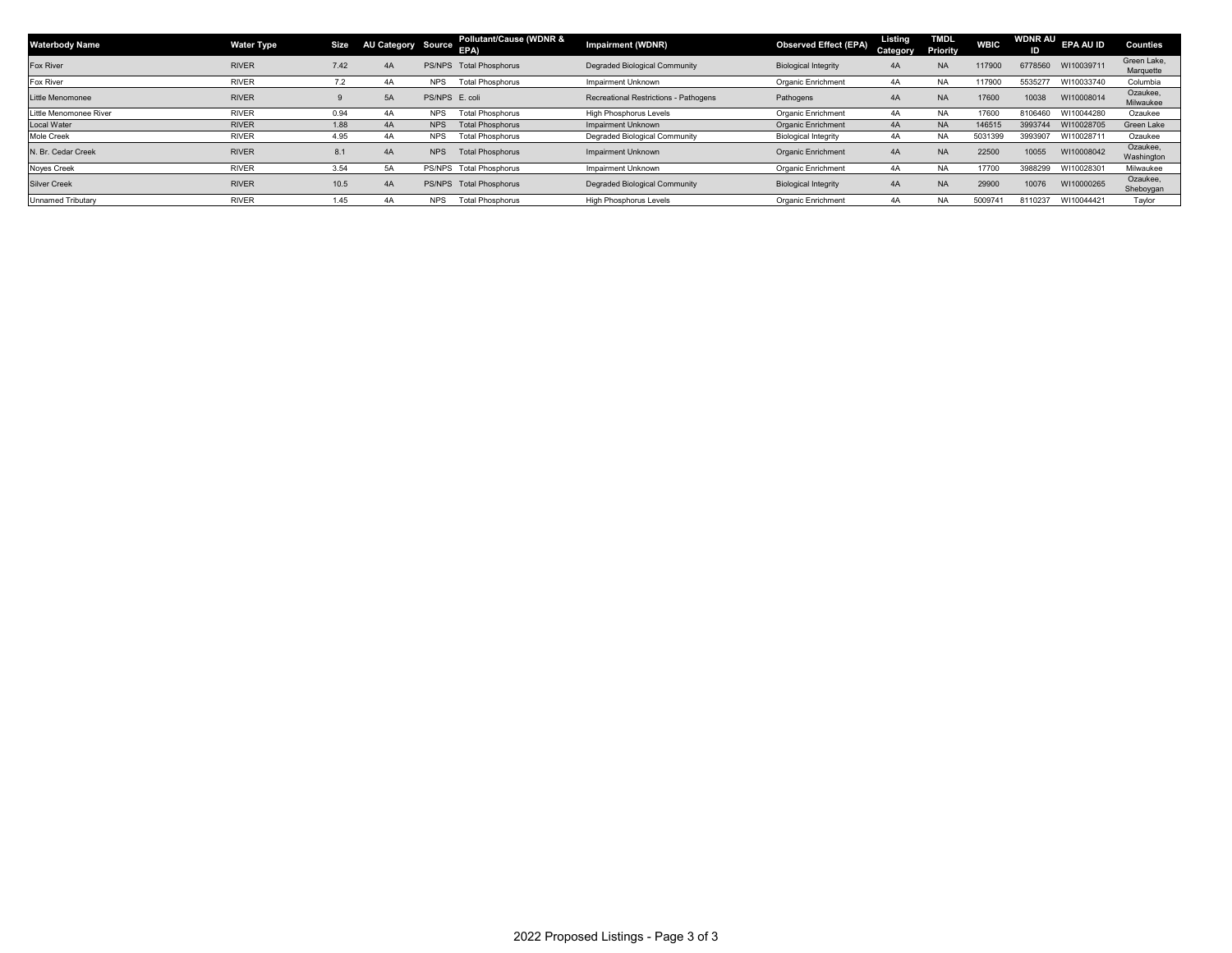| Waterbody Name | Water Type | Size | AU Category | Source | Pollutant/Cause (WDNR & EPA) | Impairment (WDNR) | Observed Effect (EPA) | Listing Category | TMDL Priority | WBIC | WDNR AU ID | EPA AU ID | Counties |
|---|---|---|---|---|---|---|---|---|---|---|---|---|---|
| Fox River | RIVER | 7.42 | 4A | PS/NPS | Total Phosphorus | Degraded Biological Community | Biological Integrity | 4A | NA | 117900 | 6778560 | WI10039711 | Green Lake, Marquette |
| Fox River | RIVER | 7.2 | 4A | NPS | Total Phosphorus | Impairment Unknown | Organic Enrichment | 4A | NA | 117900 | 5535277 | WI10033740 | Columbia |
| Little Menomonee | RIVER | 9 | 5A | PS/NPS | E. coli | Recreational Restrictions - Pathogens | Pathogens | 4A | NA | 17600 | 10038 | WI10008014 | Ozaukee, Milwaukee |
| Little Menomonee River | RIVER | 0.94 | 4A | NPS | Total Phosphorus | High Phosphorus Levels | Organic Enrichment | 4A | NA | 17600 | 8106460 | WI10044280 | Ozaukee |
| Local Water | RIVER | 1.88 | 4A | NPS | Total Phosphorus | Impairment Unknown | Organic Enrichment | 4A | NA | 146515 | 3993744 | WI10028705 | Green Lake |
| Mole Creek | RIVER | 4.95 | 4A | NPS | Total Phosphorus | Degraded Biological Community | Biological Integrity | 4A | NA | 5031399 | 3993907 | WI10028711 | Ozaukee |
| N. Br. Cedar Creek | RIVER | 8.1 | 4A | NPS | Total Phosphorus | Impairment Unknown | Organic Enrichment | 4A | NA | 22500 | 10055 | WI10008042 | Ozaukee, Washington |
| Noyes Creek | RIVER | 3.54 | 5A | PS/NPS | Total Phosphorus | Impairment Unknown | Organic Enrichment | 4A | NA | 17700 | 3988299 | WI10028301 | Milwaukee |
| Silver Creek | RIVER | 10.5 | 4A | PS/NPS | Total Phosphorus | Degraded Biological Community | Biological Integrity | 4A | NA | 29900 | 10076 | WI10000265 | Ozaukee, Sheboygan |
| Unnamed Tributary | RIVER | 1.45 | 4A | NPS | Total Phosphorus | High Phosphorus Levels | Organic Enrichment | 4A | NA | 5009741 | 8110237 | WI10044421 | Taylor |

2022 Proposed Listings - Page 3 of 3